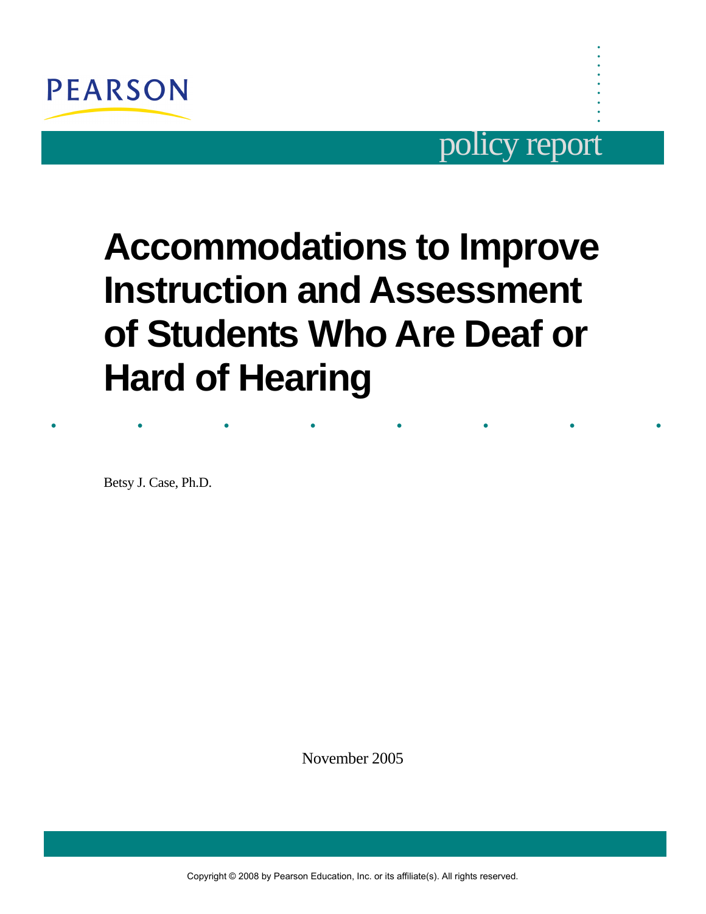PEARSON

policy report

# Accommodations to Improve Instruction and Assessment of Students Who Are Deaf or Hard of Hearing

Betsy J. Case, Ph.D.

November 2005

Copyright © 2008 by Pearson Education, Inc. or its affiliate(s). All rights reserved.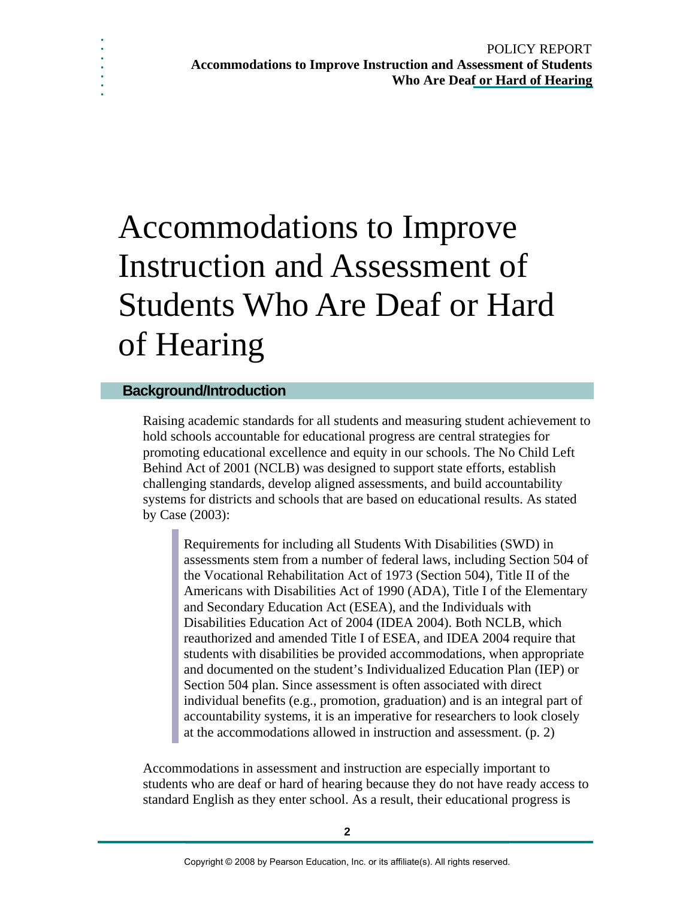# Accommodations to Improve Instruction and Assessment of Students Who Are Deaf or Hard of Hearing

## Background/Introduction

Raising academic standards for all students and measuring student achievement to hold schools accountable for educational progress are central strategies for promoting educational excellence and equity in our schools. The No Child Left Behind Act of 2001 (NCLB) was designed to support state efforts, establish challenging standards, develop aligned assessments, and build accountability systems for districts and schools that are based on educational results. As stated by Case (2003):

> Requirements for including all Students With Disabilities (SWD) in assessments stem from a number of federal laws, including Section 504 of the Vocational Rehabilitation Act of 1973 (Section 504), Title II of the Americans with Disabilities Act of 1990 (ADA), Title I of the Elementary and Secondary Education Act (ESEA), and the Individuals with Disabilities Education Act of 2004 (IDEA 2004). Both NCLB, which reauthorized and amended Title I of ESEA, and IDEA 2004 require that students with disabilities be provided accommodations, when appropriate and documented on the student's Individualized Education Plan (IEP) or Section 504 plan. Since assessment is often associated with direct individual benefits (e.g., promotion, graduation) and is an integral part of accountability systems, it is an imperative for researchers to look closely at the accommodations allowed in instruction and assessment. (p. 2)

Accommodations in assessment and instruction are especially important to students who are deaf or hard of hearing because they do not have ready access to standard English as they enter school. As a result, their educational progress is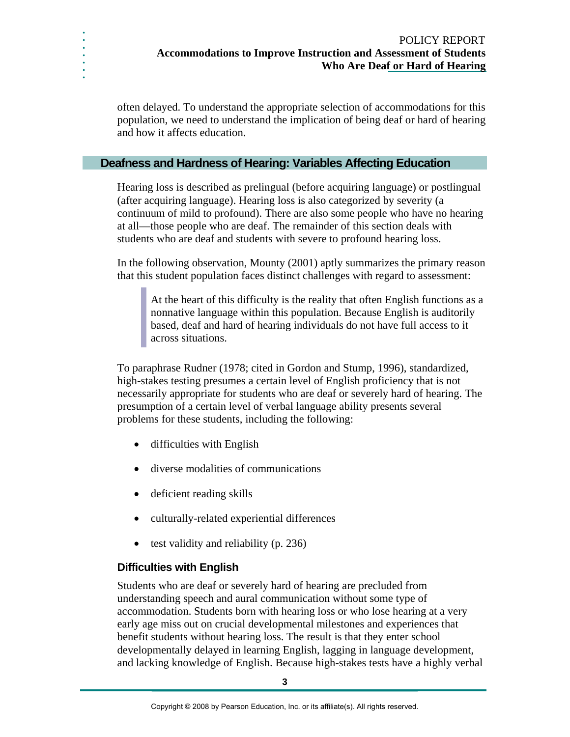often delayed. To understand the appropriate selection of accommodations for this population, we need to understand the implication of being deaf or hard of hearing and how it affects education.

## Deafness and Hardness of Hearing: Variables Affecting Education

Hearing loss is described as prelingual (before acquiring language) or postlingual (after acquiring language). Hearing loss is also categorized by severity (a continuum of mild to profound). There are also some people who have no hearing at all—those people who are deaf. The remainder of this section deals with students who are deaf and students with severe to profound hearing loss.

In the following observation, Mounty (2001) aptly summarizes the primary reason that this student population faces distinct challenges with regard to assessment:

> At the heart of this difficulty is the reality that often English functions as a nonnative language within this population. Because English is auditorily based, deaf and hard of hearing individuals do not have full access to it across situations.

To paraphrase Rudner (1978; cited in Gordon and Stump, 1996), standardized, high-stakes testing presumes a certain level of English proficiency that is not necessarily appropriate for students who are deaf or severely hard of hearing. The presumption of a certain level of verbal language ability presents several problems for these students, including the following:

- difficulties with English
- diverse modalities of communications
- deficient reading skills
- culturally-related experiential differences
- test validity and reliability (p. 236)

### Difficulties with English

Students who are deaf or severely hard of hearing are precluded from understanding speech and aural communication without some type of accommodation. Students born with hearing loss or who lose hearing at a very early age miss out on crucial developmental milestones and experiences that benefit students without hearing loss. The result is that they enter school developmentally delayed in learning English, lagging in language development, and lacking knowledge of English. Because high-stakes tests have a highly verbal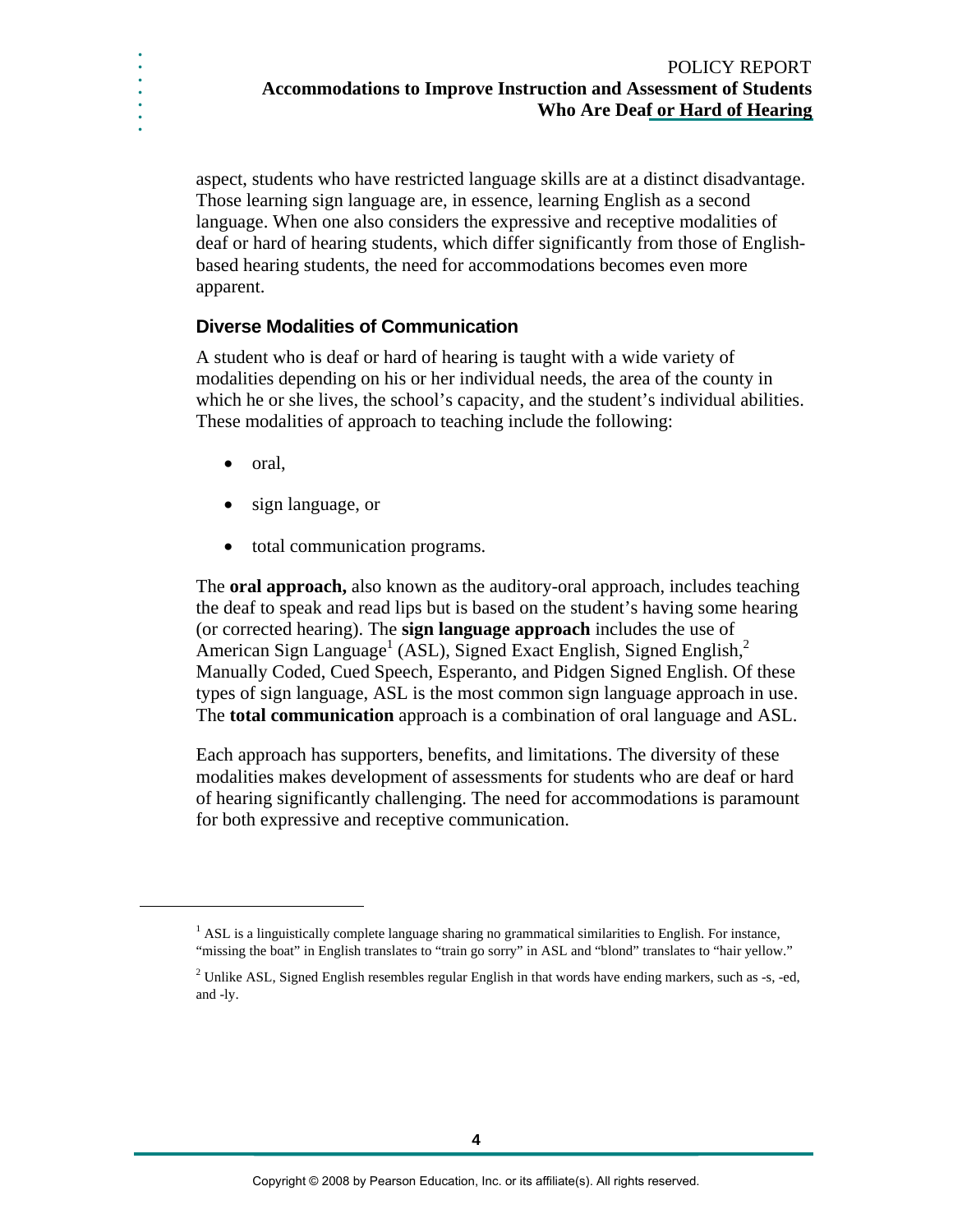aspect, students who have restricted language skills are at a distinct disadvantage. Those learning sign language are, in essence, learning English as a second language. When one also considers the expressive and receptive modalities of deaf or hard of hearing students, which differ significantly from those of English-based hearing students, the need for accommodations becomes even more apparent.

### Diverse Modalities of Communication

A student who is deaf or hard of hearing is taught with a wide variety of modalities depending on his or her individual needs, the area of the county in which he or she lives, the school's capacity, and the student's individual abilities. These modalities of approach to teaching include the following:

- oral,
- sign language, or
- total communication programs.

The **oral approach,** also known as the auditory-oral approach, includes teaching the deaf to speak and read lips but is based on the student's having some hearing (or corrected hearing). The **sign language approach** includes the use of American Sign Language[1] (ASL), Signed Exact English, Signed English,[2] Manually Coded, Cued Speech, Esperanto, and Pidgen Signed English. Of these types of sign language, ASL is the most common sign language approach in use. The **total communication** approach is a combination of oral language and ASL.

Each approach has supporters, benefits, and limitations. The diversity of these modalities makes development of assessments for students who are deaf or hard of hearing significantly challenging. The need for accommodations is paramount for both expressive and receptive communication.

---

[1] ASL is a linguistically complete language sharing no grammatical similarities to English. For instance, "missing the boat" in English translates to "train go sorry" in ASL and "blond" translates to "hair yellow."

[2] Unlike ASL, Signed English resembles regular English in that words have ending markers, such as -s, -ed, and -ly.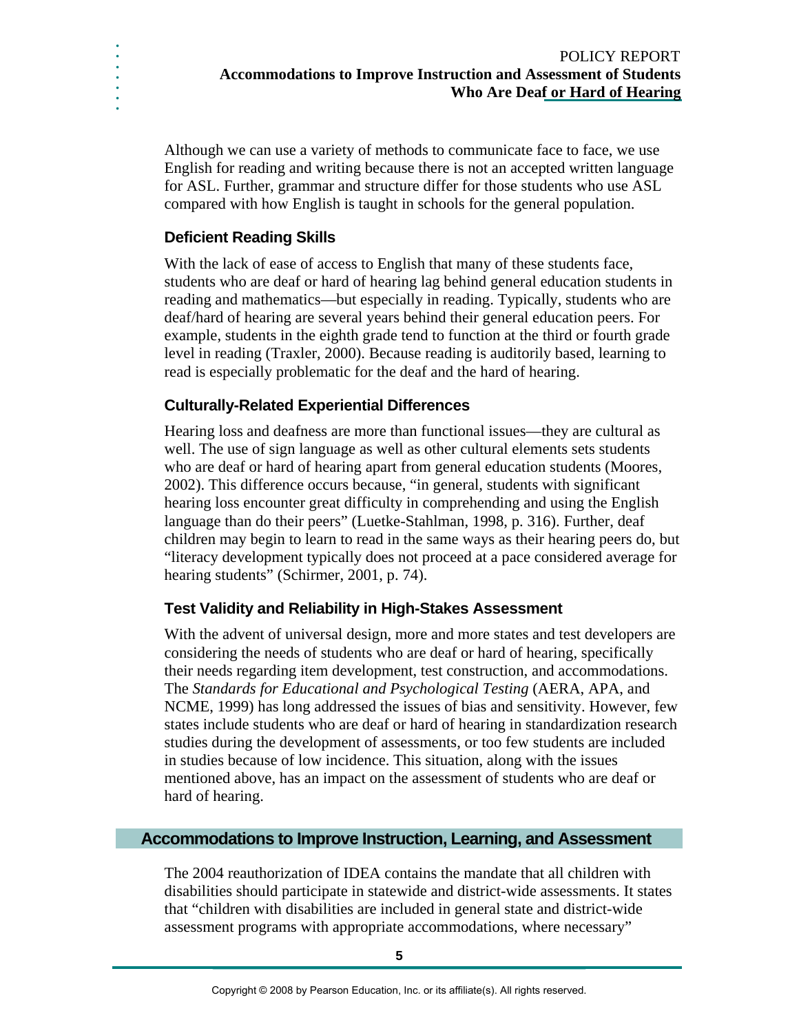Although we can use a variety of methods to communicate face to face, we use English for reading and writing because there is not an accepted written language for ASL. Further, grammar and structure differ for those students who use ASL compared with how English is taught in schools for the general population.

### Deficient Reading Skills

With the lack of ease of access to English that many of these students face, students who are deaf or hard of hearing lag behind general education students in reading and mathematics—but especially in reading. Typically, students who are deaf/hard of hearing are several years behind their general education peers. For example, students in the eighth grade tend to function at the third or fourth grade level in reading (Traxler, 2000). Because reading is auditorily based, learning to read is especially problematic for the deaf and the hard of hearing.

### Culturally-Related Experiential Differences

Hearing loss and deafness are more than functional issues—they are cultural as well. The use of sign language as well as other cultural elements sets students who are deaf or hard of hearing apart from general education students (Moores, 2002). This difference occurs because, "in general, students with significant hearing loss encounter great difficulty in comprehending and using the English language than do their peers" (Luetke-Stahlman, 1998, p. 316). Further, deaf children may begin to learn to read in the same ways as their hearing peers do, but "literacy development typically does not proceed at a pace considered average for hearing students" (Schirmer, 2001, p. 74).

### Test Validity and Reliability in High-Stakes Assessment

With the advent of universal design, more and more states and test developers are considering the needs of students who are deaf or hard of hearing, specifically their needs regarding item development, test construction, and accommodations. The *Standards for Educational and Psychological Testing* (AERA, APA, and NCME, 1999) has long addressed the issues of bias and sensitivity. However, few states include students who are deaf or hard of hearing in standardization research studies during the development of assessments, or too few students are included in studies because of low incidence. This situation, along with the issues mentioned above, has an impact on the assessment of students who are deaf or hard of hearing.

## Accommodations to Improve Instruction, Learning, and Assessment

The 2004 reauthorization of IDEA contains the mandate that all children with disabilities should participate in statewide and district-wide assessments. It states that "children with disabilities are included in general state and district-wide assessment programs with appropriate accommodations, where necessary"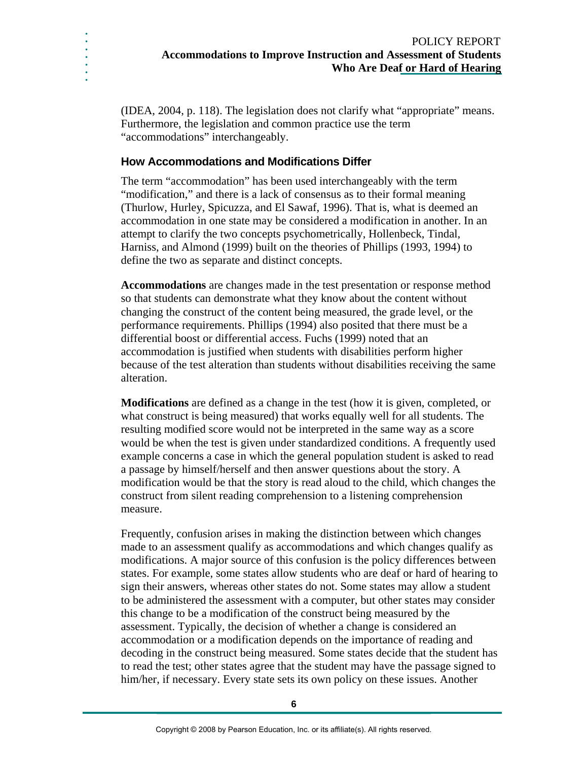(IDEA, 2004, p. 118). The legislation does not clarify what "appropriate" means. Furthermore, the legislation and common practice use the term "accommodations" interchangeably.

### How Accommodations and Modifications Differ

The term "accommodation" has been used interchangeably with the term "modification," and there is a lack of consensus as to their formal meaning (Thurlow, Hurley, Spicuzza, and El Sawaf, 1996). That is, what is deemed an accommodation in one state may be considered a modification in another. In an attempt to clarify the two concepts psychometrically, Hollenbeck, Tindal, Harniss, and Almond (1999) built on the theories of Phillips (1993, 1994) to define the two as separate and distinct concepts.

**Accommodations** are changes made in the test presentation or response method so that students can demonstrate what they know about the content without changing the construct of the content being measured, the grade level, or the performance requirements. Phillips (1994) also posited that there must be a differential boost or differential access. Fuchs (1999) noted that an accommodation is justified when students with disabilities perform higher because of the test alteration than students without disabilities receiving the same alteration.

**Modifications** are defined as a change in the test (how it is given, completed, or what construct is being measured) that works equally well for all students. The resulting modified score would not be interpreted in the same way as a score would be when the test is given under standardized conditions. A frequently used example concerns a case in which the general population student is asked to read a passage by himself/herself and then answer questions about the story. A modification would be that the story is read aloud to the child, which changes the construct from silent reading comprehension to a listening comprehension measure.

Frequently, confusion arises in making the distinction between which changes made to an assessment qualify as accommodations and which changes qualify as modifications. A major source of this confusion is the policy differences between states. For example, some states allow students who are deaf or hard of hearing to sign their answers, whereas other states do not. Some states may allow a student to be administered the assessment with a computer, but other states may consider this change to be a modification of the construct being measured by the assessment. Typically, the decision of whether a change is considered an accommodation or a modification depends on the importance of reading and decoding in the construct being measured. Some states decide that the student has to read the test; other states agree that the student may have the passage signed to him/her, if necessary. Every state sets its own policy on these issues. Another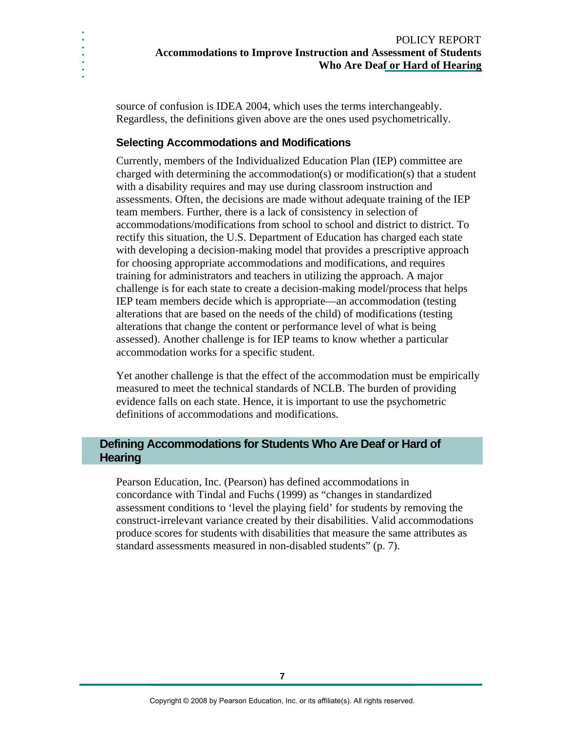source of confusion is IDEA 2004, which uses the terms interchangeably. Regardless, the definitions given above are the ones used psychometrically.

### Selecting Accommodations and Modifications

Currently, members of the Individualized Education Plan (IEP) committee are charged with determining the accommodation(s) or modification(s) that a student with a disability requires and may use during classroom instruction and assessments. Often, the decisions are made without adequate training of the IEP team members. Further, there is a lack of consistency in selection of accommodations/modifications from school to school and district to district. To rectify this situation, the U.S. Department of Education has charged each state with developing a decision-making model that provides a prescriptive approach for choosing appropriate accommodations and modifications, and requires training for administrators and teachers in utilizing the approach. A major challenge is for each state to create a decision-making model/process that helps IEP team members decide which is appropriate—an accommodation (testing alterations that are based on the needs of the child) of modifications (testing alterations that change the content or performance level of what is being assessed). Another challenge is for IEP teams to know whether a particular accommodation works for a specific student.

Yet another challenge is that the effect of the accommodation must be empirically measured to meet the technical standards of NCLB. The burden of providing evidence falls on each state. Hence, it is important to use the psychometric definitions of accommodations and modifications.

## Defining Accommodations for Students Who Are Deaf or Hard of Hearing

Pearson Education, Inc. (Pearson) has defined accommodations in concordance with Tindal and Fuchs (1999) as "changes in standardized assessment conditions to 'level the playing field' for students by removing the construct-irrelevant variance created by their disabilities. Valid accommodations produce scores for students with disabilities that measure the same attributes as standard assessments measured in non-disabled students" (p. 7).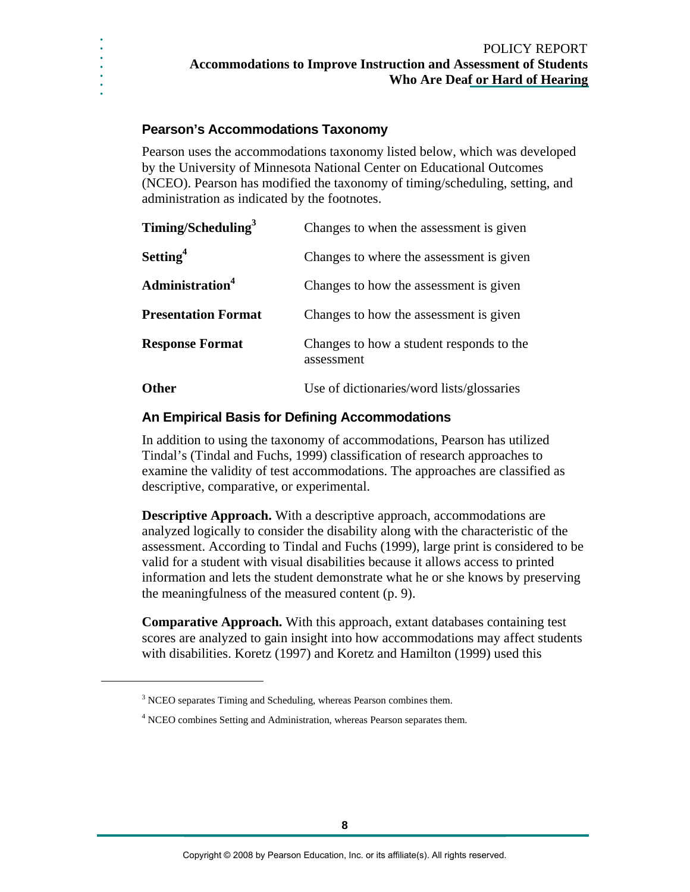## Pearson's Accommodations Taxonomy

Pearson uses the accommodations taxonomy listed below, which was developed by the University of Minnesota National Center on Educational Outcomes (NCEO). Pearson has modified the taxonomy of timing/scheduling, setting, and administration as indicated by the footnotes.

| | |
|---|---|
| **Timing/Scheduling**[3] | Changes to when the assessment is given |
| **Setting**[4] | Changes to where the assessment is given |
| **Administration**[4] | Changes to how the assessment is given |
| **Presentation Format** | Changes to how the assessment is given |
| **Response Format** | Changes to how a student responds to the assessment |
| **Other** | Use of dictionaries/word lists/glossaries |

## An Empirical Basis for Defining Accommodations

In addition to using the taxonomy of accommodations, Pearson has utilized Tindal's (Tindal and Fuchs, 1999) classification of research approaches to examine the validity of test accommodations. The approaches are classified as descriptive, comparative, or experimental.

**Descriptive Approach.** With a descriptive approach, accommodations are analyzed logically to consider the disability along with the characteristic of the assessment. According to Tindal and Fuchs (1999), large print is considered to be valid for a student with visual disabilities because it allows access to printed information and lets the student demonstrate what he or she knows by preserving the meaningfulness of the measured content (p. 9).

**Comparative Approach.** With this approach, extant databases containing test scores are analyzed to gain insight into how accommodations may affect students with disabilities. Koretz (1997) and Koretz and Hamilton (1999) used this

---

[3] NCEO separates Timing and Scheduling, whereas Pearson combines them.

[4] NCEO combines Setting and Administration, whereas Pearson separates them.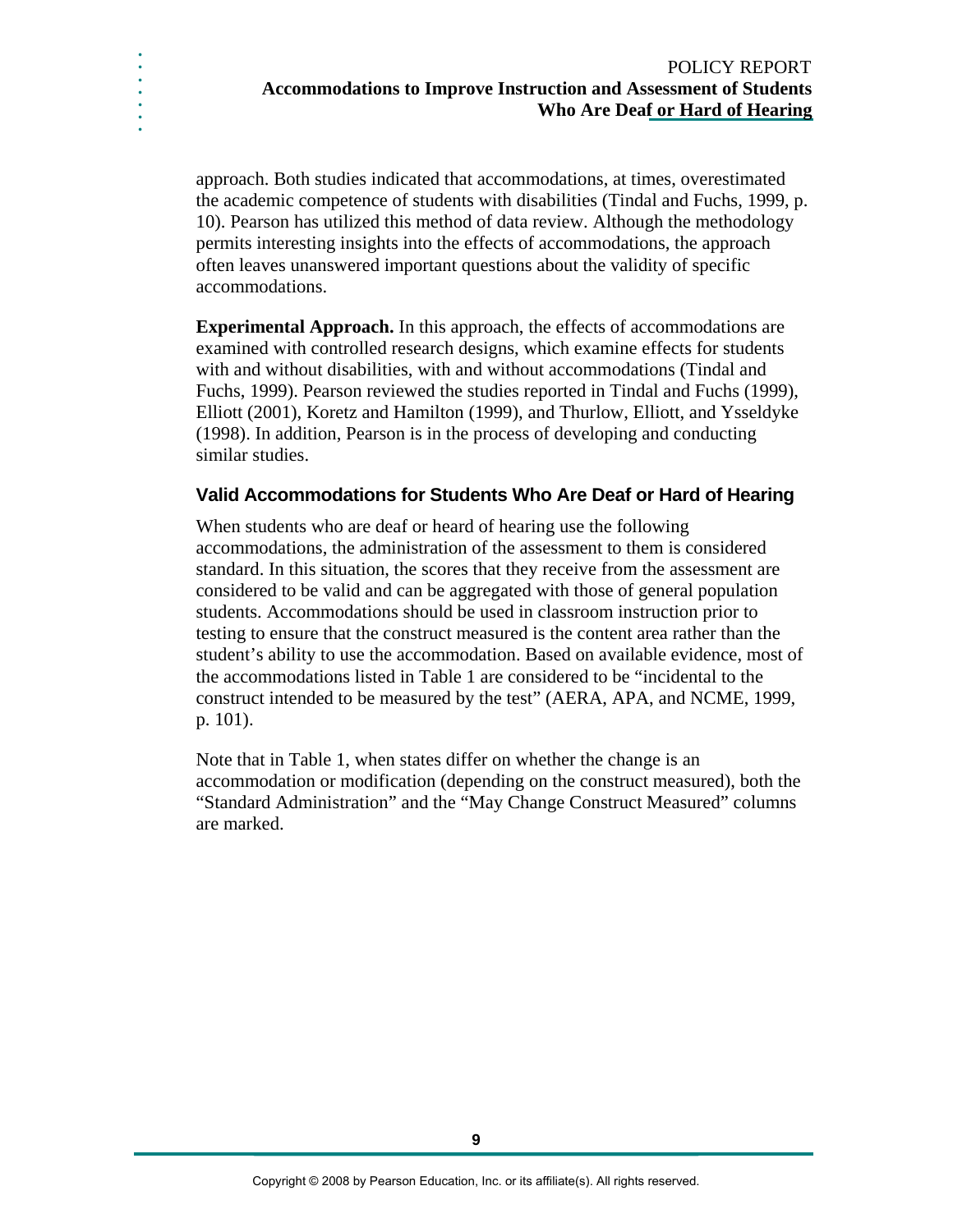approach. Both studies indicated that accommodations, at times, overestimated the academic competence of students with disabilities (Tindal and Fuchs, 1999, p. 10). Pearson has utilized this method of data review. Although the methodology permits interesting insights into the effects of accommodations, the approach often leaves unanswered important questions about the validity of specific accommodations.

**Experimental Approach.** In this approach, the effects of accommodations are examined with controlled research designs, which examine effects for students with and without disabilities, with and without accommodations (Tindal and Fuchs, 1999). Pearson reviewed the studies reported in Tindal and Fuchs (1999), Elliott (2001), Koretz and Hamilton (1999), and Thurlow, Elliott, and Ysseldyke (1998). In addition, Pearson is in the process of developing and conducting similar studies.

### Valid Accommodations for Students Who Are Deaf or Hard of Hearing

When students who are deaf or heard of hearing use the following accommodations, the administration of the assessment to them is considered standard. In this situation, the scores that they receive from the assessment are considered to be valid and can be aggregated with those of general population students. Accommodations should be used in classroom instruction prior to testing to ensure that the construct measured is the content area rather than the student's ability to use the accommodation. Based on available evidence, most of the accommodations listed in Table 1 are considered to be "incidental to the construct intended to be measured by the test" (AERA, APA, and NCME, 1999, p. 101).

Note that in Table 1, when states differ on whether the change is an accommodation or modification (depending on the construct measured), both the "Standard Administration" and the "May Change Construct Measured" columns are marked.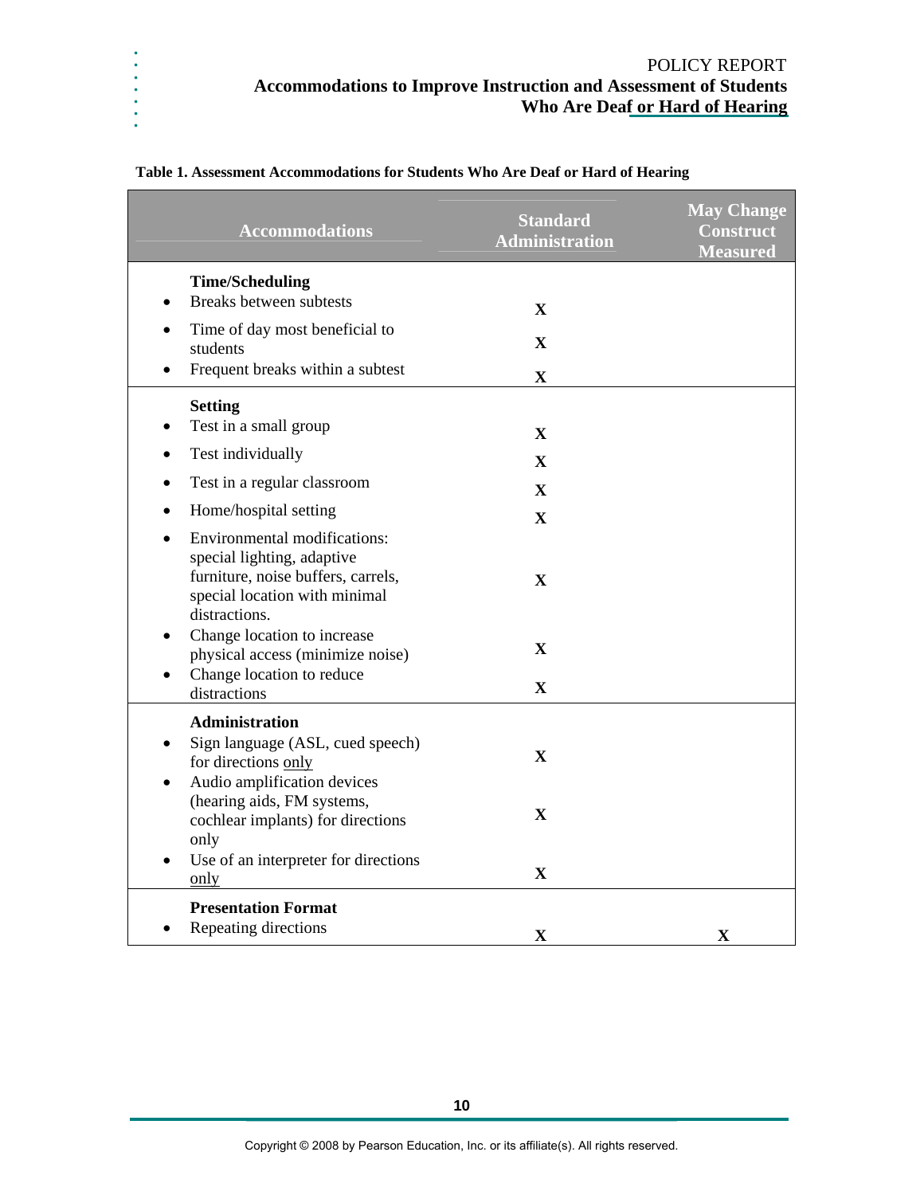**Table 1. Assessment Accommodations for Students Who Are Deaf or Hard of Hearing**

| Accommodations | Standard Administration | May Change Construct Measured |
|---|---|---|
| **Time/Scheduling** | | |
| • Breaks between subtests | X | |
| • Time of day most beneficial to students | X | |
| • Frequent breaks within a subtest | X | |
| **Setting** | | |
| • Test in a small group | X | |
| • Test individually | X | |
| • Test in a regular classroom | X | |
| • Home/hospital setting | X | |
| • Environmental modifications: special lighting, adaptive furniture, noise buffers, carrels, special location with minimal distractions. | X | |
| • Change location to increase physical access (minimize noise) | X | |
| • Change location to reduce distractions | X | |
| **Administration** | | |
| • Sign language (ASL, cued speech) for directions only | X | |
| • Audio amplification devices (hearing aids, FM systems, cochlear implants) for directions only | X | |
| • Use of an interpreter for directions only | X | |
| **Presentation Format** | | |
| • Repeating directions | X | X |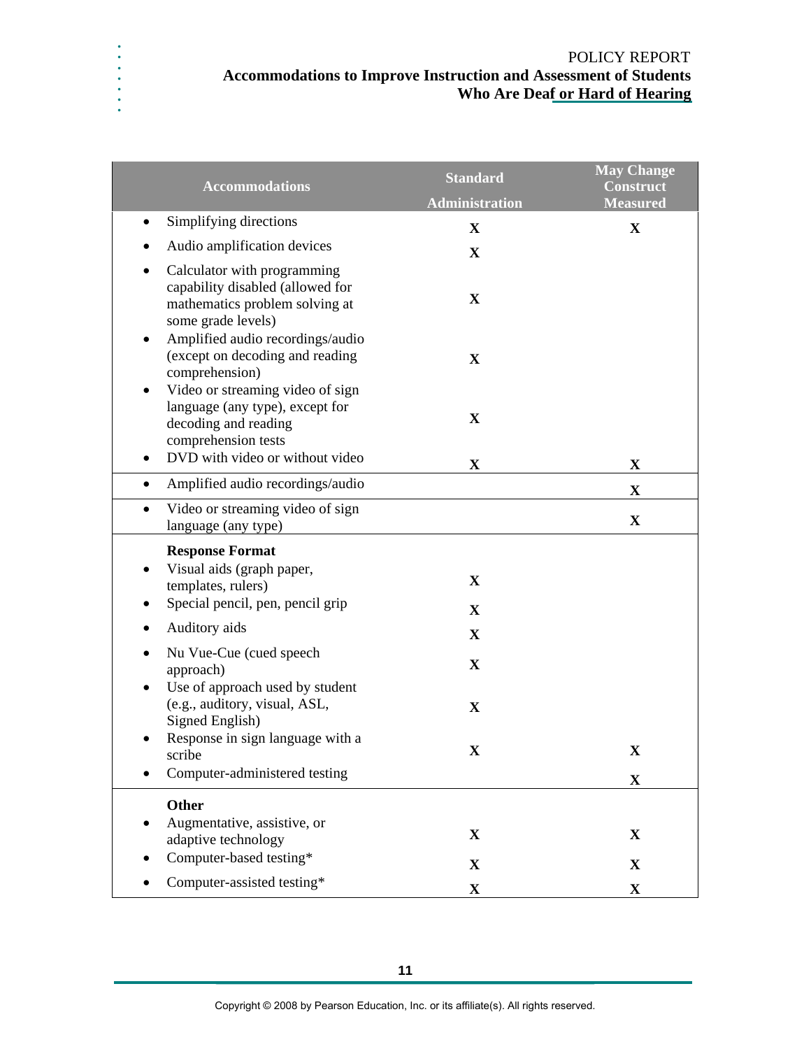| Accommodations | Standard Administration | May Change Construct Measured |
|---|---|---|
| • Simplifying directions | X | X |
| • Audio amplification devices | X | |
| • Calculator with programming capability disabled (allowed for mathematics problem solving at some grade levels) | X | |
| • Amplified audio recordings/audio (except on decoding and reading comprehension) | X | |
| • Video or streaming video of sign language (any type), except for decoding and reading comprehension tests | X | |
| • DVD with video or without video | X | X |
| • Amplified audio recordings/audio | | X |
| • Video or streaming video of sign language (any type) | | X |
| **Response Format** | | |
| • Visual aids (graph paper, templates, rulers) | X | |
| • Special pencil, pen, pencil grip | X | |
| • Auditory aids | X | |
| • Nu Vue-Cue (cued speech approach) | X | |
| • Use of approach used by student (e.g., auditory, visual, ASL, Signed English) | X | |
| • Response in sign language with a scribe | X | X |
| • Computer-administered testing | | X |
| **Other** | | |
| • Augmentative, assistive, or adaptive technology | X | X |
| • Computer-based testing* | X | X |
| • Computer-assisted testing* | X | X |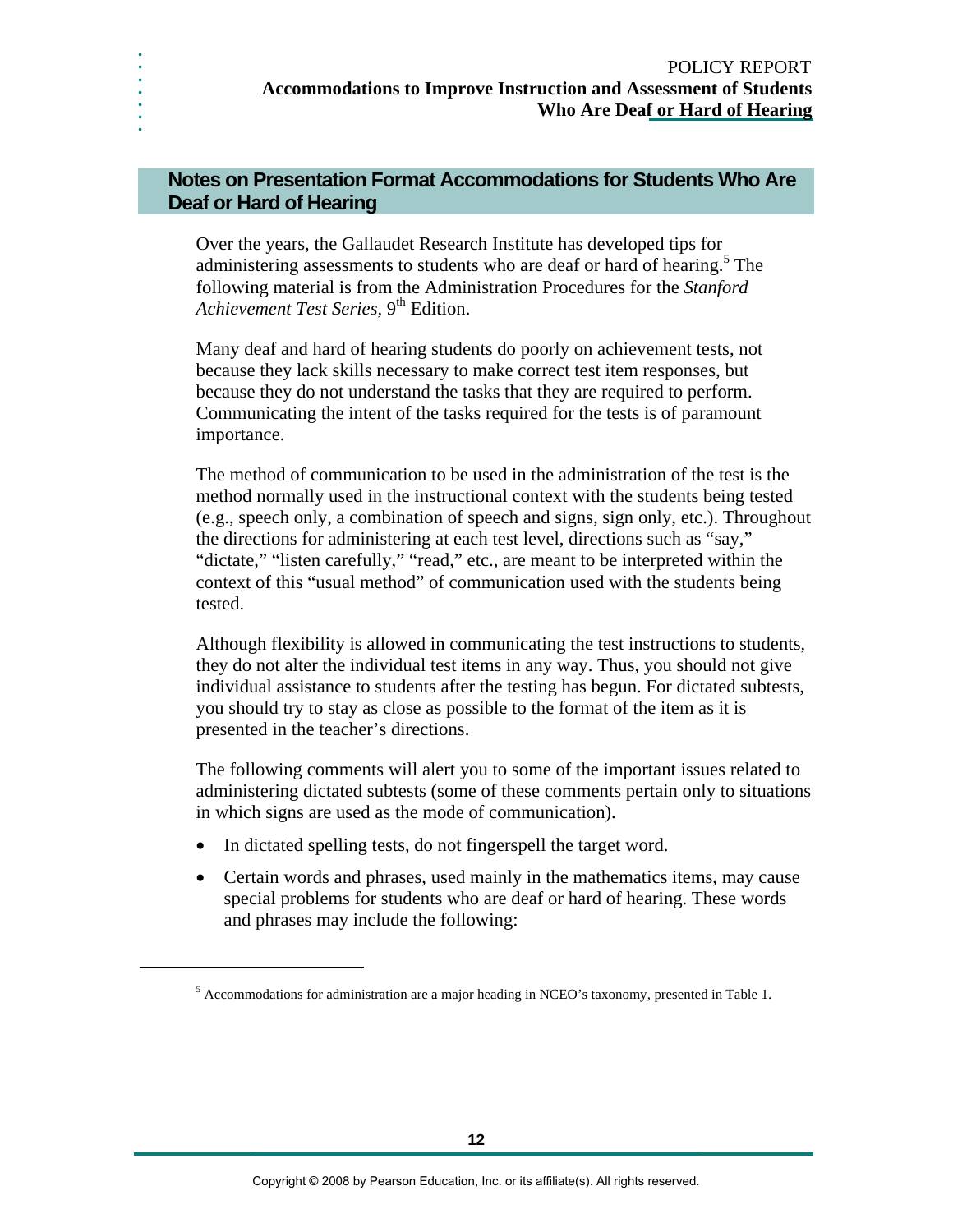## Notes on Presentation Format Accommodations for Students Who Are Deaf or Hard of Hearing

Over the years, the Gallaudet Research Institute has developed tips for administering assessments to students who are deaf or hard of hearing.[5] The following material is from the Administration Procedures for the *Stanford Achievement Test Series*, 9th Edition.

Many deaf and hard of hearing students do poorly on achievement tests, not because they lack skills necessary to make correct test item responses, but because they do not understand the tasks that they are required to perform. Communicating the intent of the tasks required for the tests is of paramount importance.

The method of communication to be used in the administration of the test is the method normally used in the instructional context with the students being tested (e.g., speech only, a combination of speech and signs, sign only, etc.). Throughout the directions for administering at each test level, directions such as "say," "dictate," "listen carefully," "read," etc., are meant to be interpreted within the context of this "usual method" of communication used with the students being tested.

Although flexibility is allowed in communicating the test instructions to students, they do not alter the individual test items in any way. Thus, you should not give individual assistance to students after the testing has begun. For dictated subtests, you should try to stay as close as possible to the format of the item as it is presented in the teacher's directions.

The following comments will alert you to some of the important issues related to administering dictated subtests (some of these comments pertain only to situations in which signs are used as the mode of communication).

- In dictated spelling tests, do not fingerspell the target word.
- Certain words and phrases, used mainly in the mathematics items, may cause special problems for students who are deaf or hard of hearing. These words and phrases may include the following:

[5] Accommodations for administration are a major heading in NCEO's taxonomy, presented in Table 1.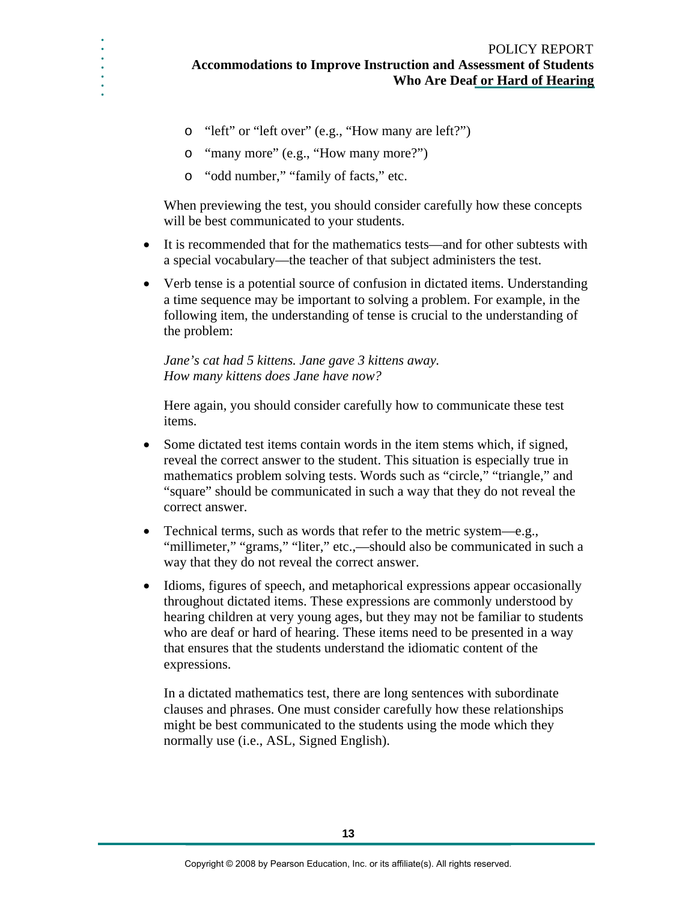- "left" or "left over" (e.g., "How many are left?")
- "many more" (e.g., "How many more?")
- "odd number," "family of facts," etc.

When previewing the test, you should consider carefully how these concepts will be best communicated to your students.

- It is recommended that for the mathematics tests—and for other subtests with a special vocabulary—the teacher of that subject administers the test.
- Verb tense is a potential source of confusion in dictated items. Understanding a time sequence may be important to solving a problem. For example, in the following item, the understanding of tense is crucial to the understanding of the problem:

  *Jane's cat had 5 kittens. Jane gave 3 kittens away.*
  *How many kittens does Jane have now?*

  Here again, you should consider carefully how to communicate these test items.

- Some dictated test items contain words in the item stems which, if signed, reveal the correct answer to the student. This situation is especially true in mathematics problem solving tests. Words such as "circle," "triangle," and "square" should be communicated in such a way that they do not reveal the correct answer.
- Technical terms, such as words that refer to the metric system—e.g., "millimeter," "grams," "liter," etc.,—should also be communicated in such a way that they do not reveal the correct answer.
- Idioms, figures of speech, and metaphorical expressions appear occasionally throughout dictated items. These expressions are commonly understood by hearing children at very young ages, but they may not be familiar to students who are deaf or hard of hearing. These items need to be presented in a way that ensures that the students understand the idiomatic content of the expressions.

  In a dictated mathematics test, there are long sentences with subordinate clauses and phrases. One must consider carefully how these relationships might be best communicated to the students using the mode which they normally use (i.e., ASL, Signed English).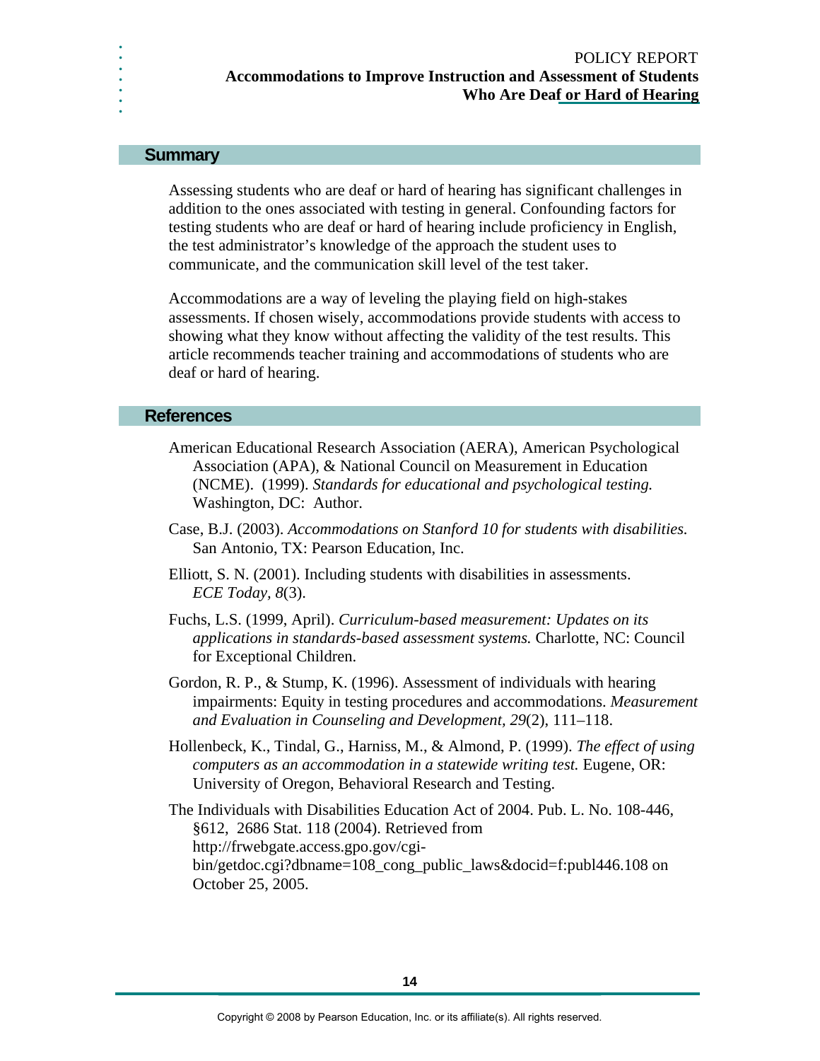## Summary

Assessing students who are deaf or hard of hearing has significant challenges in addition to the ones associated with testing in general. Confounding factors for testing students who are deaf or hard of hearing include proficiency in English, the test administrator's knowledge of the approach the student uses to communicate, and the communication skill level of the test taker.

Accommodations are a way of leveling the playing field on high-stakes assessments. If chosen wisely, accommodations provide students with access to showing what they know without affecting the validity of the test results. This article recommends teacher training and accommodations of students who are deaf or hard of hearing.

## References

American Educational Research Association (AERA), American Psychological Association (APA), & National Council on Measurement in Education (NCME). (1999). *Standards for educational and psychological testing.* Washington, DC: Author.

Case, B.J. (2003). *Accommodations on Stanford 10 for students with disabilities.* San Antonio, TX: Pearson Education, Inc.

Elliott, S. N. (2001). Including students with disabilities in assessments. *ECE Today, 8*(3).

Fuchs, L.S. (1999, April). *Curriculum-based measurement: Updates on its applications in standards-based assessment systems.* Charlotte, NC: Council for Exceptional Children.

Gordon, R. P., & Stump, K. (1996). Assessment of individuals with hearing impairments: Equity in testing procedures and accommodations. *Measurement and Evaluation in Counseling and Development, 29*(2), 111–118.

Hollenbeck, K., Tindal, G., Harniss, M., & Almond, P. (1999). *The effect of using computers as an accommodation in a statewide writing test.* Eugene, OR: University of Oregon, Behavioral Research and Testing.

The Individuals with Disabilities Education Act of 2004. Pub. L. No. 108-446, §612, 2686 Stat. 118 (2004). Retrieved from http://frwebgate.access.gpo.gov/cgi-bin/getdoc.cgi?dbname=108_cong_public_laws&docid=f:publ446.108 on October 25, 2005.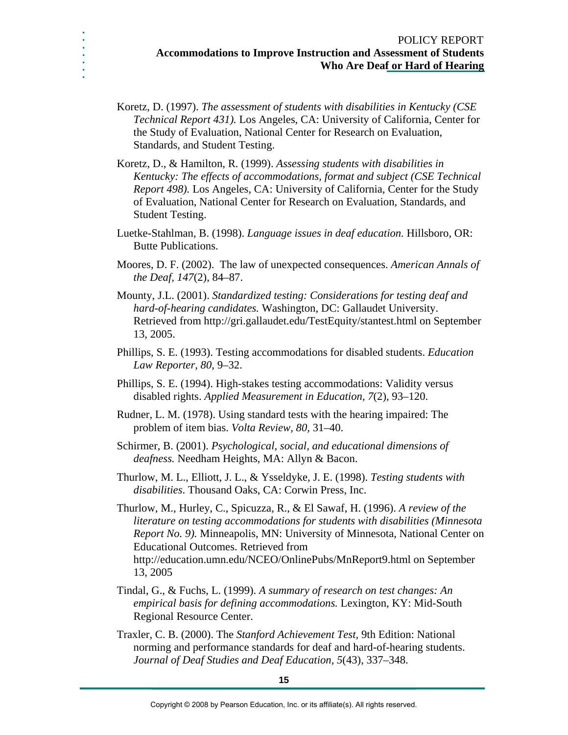Koretz, D. (1997). *The assessment of students with disabilities in Kentucky (CSE Technical Report 431).* Los Angeles, CA: University of California, Center for the Study of Evaluation, National Center for Research on Evaluation, Standards, and Student Testing.

Koretz, D., & Hamilton, R. (1999). *Assessing students with disabilities in Kentucky: The effects of accommodations, format and subject (CSE Technical Report 498).* Los Angeles, CA: University of California, Center for the Study of Evaluation, National Center for Research on Evaluation, Standards, and Student Testing.

Luetke-Stahlman, B. (1998). *Language issues in deaf education.* Hillsboro, OR: Butte Publications.

Moores, D. F. (2002). The law of unexpected consequences. *American Annals of the Deaf, 147*(2), 84–87.

Mounty, J.L. (2001). *Standardized testing: Considerations for testing deaf and hard-of-hearing candidates.* Washington, DC: Gallaudet University. Retrieved from http://gri.gallaudet.edu/TestEquity/stantest.html on September 13, 2005.

Phillips, S. E. (1993). Testing accommodations for disabled students. *Education Law Reporter, 80,* 9–32.

Phillips, S. E. (1994). High-stakes testing accommodations: Validity versus disabled rights. *Applied Measurement in Education, 7*(2), 93–120.

Rudner, L. M. (1978). Using standard tests with the hearing impaired: The problem of item bias. *Volta Review, 80,* 31–40.

Schirmer, B. (2001). *Psychological, social, and educational dimensions of deafness.* Needham Heights, MA: Allyn & Bacon.

Thurlow, M. L., Elliott, J. L., & Ysseldyke, J. E. (1998). *Testing students with disabilities*. Thousand Oaks, CA: Corwin Press, Inc.

Thurlow, M., Hurley, C., Spicuzza, R., & El Sawaf, H. (1996). *A review of the literature on testing accommodations for students with disabilities (Minnesota Report No. 9).* Minneapolis, MN: University of Minnesota, National Center on Educational Outcomes. Retrieved from http://education.umn.edu/NCEO/OnlinePubs/MnReport9.html on September 13, 2005

Tindal, G., & Fuchs, L. (1999). *A summary of research on test changes: An empirical basis for defining accommodations.* Lexington, KY: Mid-South Regional Resource Center.

Traxler, C. B. (2000). The *Stanford Achievement Test*, 9th Edition: National norming and performance standards for deaf and hard-of-hearing students. *Journal of Deaf Studies and Deaf Education, 5*(43), 337–348.